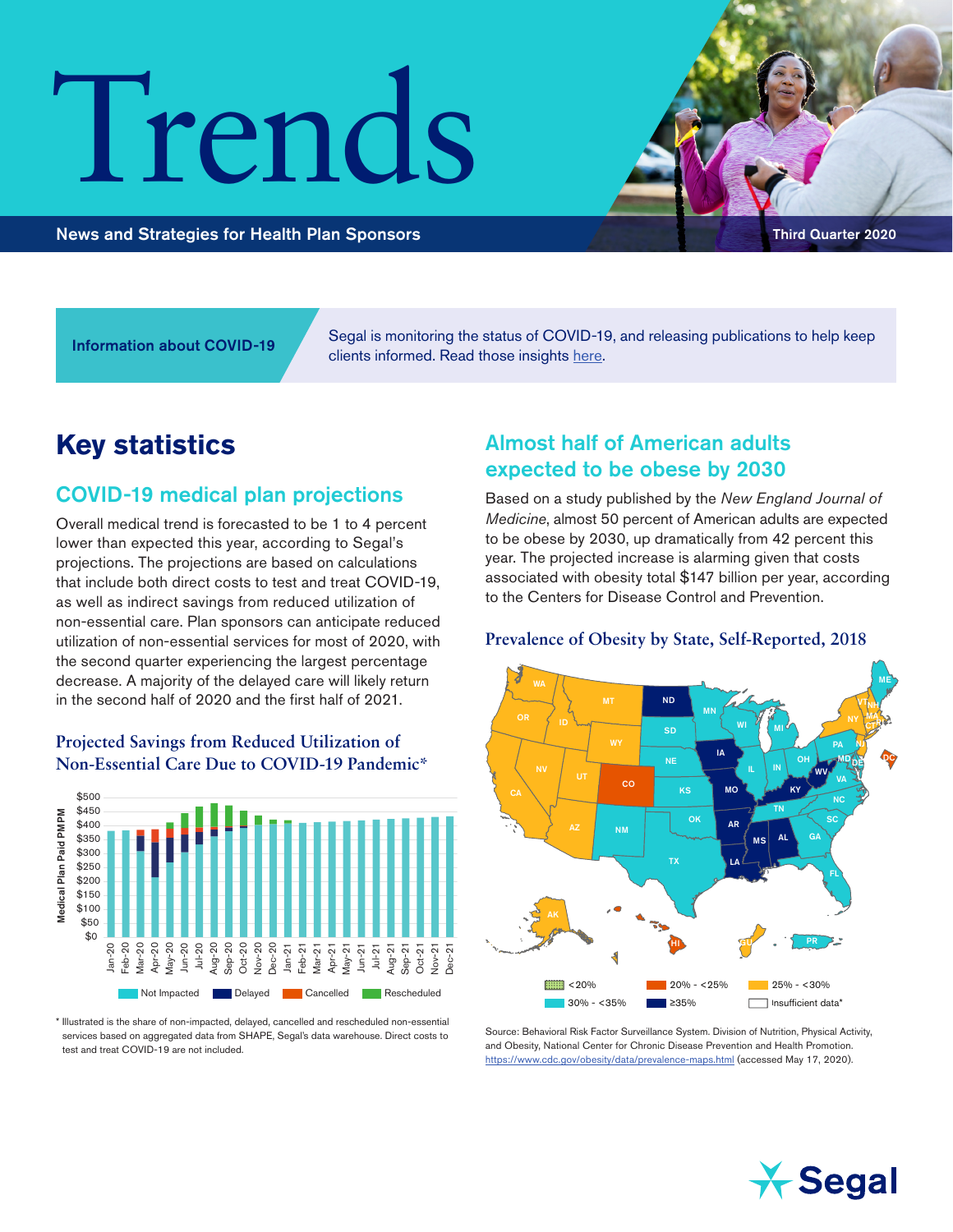# Trends

News and Strategies for Health Plan Sponsors

Third Quarter 2020

**Information about COVID-19**

Segal is monitoring the status of COVID-19, and releasing publications to help keep clients informed. Read those insights here.

## Key statistics

### COVID-19 medical plan projections

Overall medical trend is forecasted to be 1 to 4 percent lower than expected this year, according to Segal's projections. The projections are based on calculations that include both direct costs to test and treat COVID-19, as well as indirect savings from reduced utilization of non-essential care. Plan sponsors can anticipate reduced utilization of non-essential services for most of 2020, with the second quarter experiencing the largest percentage decrease. A majority of the delayed care will likely return in the second half of 2020 and the first half of 2021.

#### Projected Savings from Reduced Utilization of Non-Essential Care Due to COVID-19 Pandemic*

Medical Plan Paid PMPM ($0 – $500), Jan-20 through Dec-21

Legend: Not Impacted, Delayed, Cancelled, Rescheduled

\* Illustrated is the share of non-impacted, delayed, cancelled and rescheduled non-essential services based on aggregated data from SHAPE, Segal's data warehouse. Direct costs to test and treat COVID-19 are not included.

### Almost half of American adults expected to be obese by 2030

Based on a study published by the *New England Journal of Medicine*, almost 50 percent of American adults are expected to be obese by 2030, up dramatically from 42 percent this year. The projected increase is alarming given that costs associated with obesity total $147 billion per year, according to the Centers for Disease Control and Prevention.

#### Prevalence of Obesity by State, Self-Reported, 2018

Legend: <20%; 20% - <25%; 25% - <30%; 30% - <35%; ≥35%; Insufficient data*

Source: Behavioral Risk Factor Surveillance System. Division of Nutrition, Physical Activity, and Obesity, National Center for Chronic Disease Prevention and Health Promotion. https://www.cdc.gov/obesity/data/prevalence-maps.html (accessed May 17, 2020).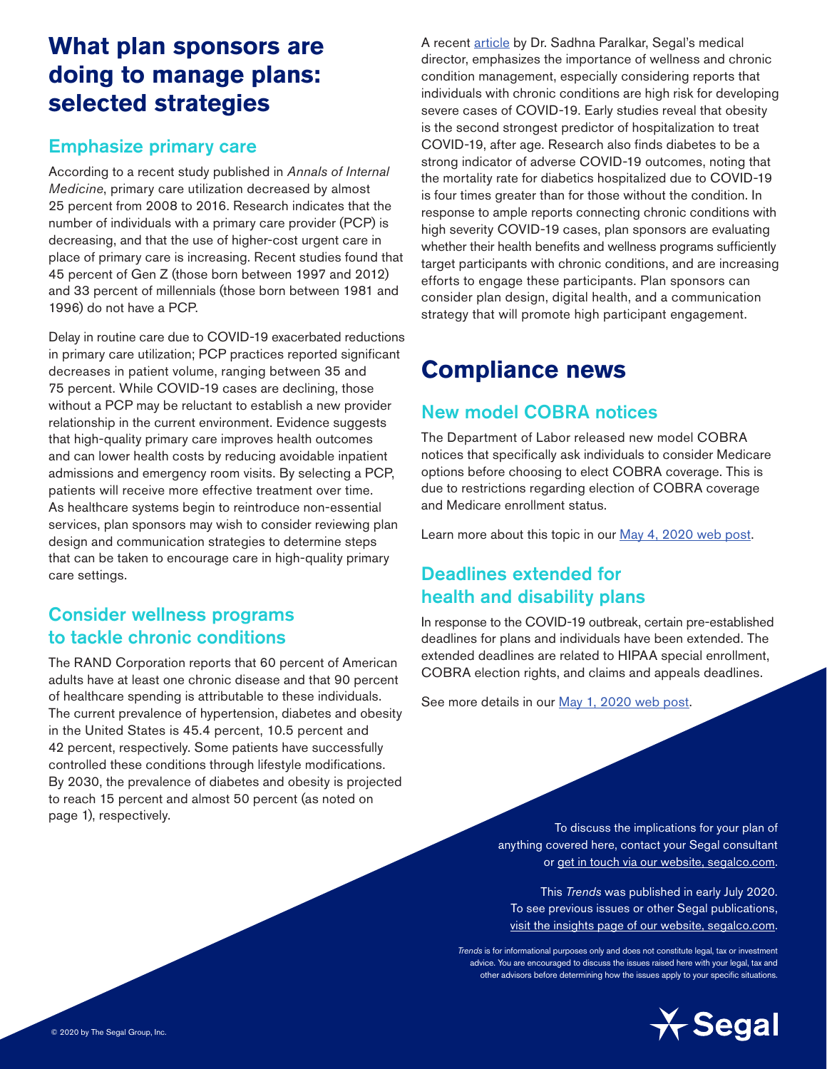# What plan sponsors are doing to manage plans: selected strategies

## Emphasize primary care

According to a recent study published in *Annals of Internal Medicine*, primary care utilization decreased by almost 25 percent from 2008 to 2016. Research indicates that the number of individuals with a primary care provider (PCP) is decreasing, and that the use of higher-cost urgent care in place of primary care is increasing. Recent studies found that 45 percent of Gen Z (those born between 1997 and 2012) and 33 percent of millennials (those born between 1981 and 1996) do not have a PCP.

Delay in routine care due to COVID-19 exacerbated reductions in primary care utilization; PCP practices reported significant decreases in patient volume, ranging between 35 and 75 percent. While COVID-19 cases are declining, those without a PCP may be reluctant to establish a new provider relationship in the current environment. Evidence suggests that high-quality primary care improves health outcomes and can lower health costs by reducing avoidable inpatient admissions and emergency room visits. By selecting a PCP, patients will receive more effective treatment over time. As healthcare systems begin to reintroduce non-essential services, plan sponsors may wish to consider reviewing plan design and communication strategies to determine steps that can be taken to encourage care in high-quality primary care settings.

## Consider wellness programs to tackle chronic conditions

The RAND Corporation reports that 60 percent of American adults have at least one chronic disease and that 90 percent of healthcare spending is attributable to these individuals. The current prevalence of hypertension, diabetes and obesity in the United States is 45.4 percent, 10.5 percent and 42 percent, respectively. Some patients have successfully controlled these conditions through lifestyle modifications. By 2030, the prevalence of diabetes and obesity is projected to reach 15 percent and almost 50 percent (as noted on page 1), respectively.

A recent article by Dr. Sadhna Paralkar, Segal's medical director, emphasizes the importance of wellness and chronic condition management, especially considering reports that individuals with chronic conditions are high risk for developing severe cases of COVID-19. Early studies reveal that obesity is the second strongest predictor of hospitalization to treat COVID-19, after age. Research also finds diabetes to be a strong indicator of adverse COVID-19 outcomes, noting that the mortality rate for diabetics hospitalized due to COVID-19 is four times greater than for those without the condition. In response to ample reports connecting chronic conditions with high severity COVID-19 cases, plan sponsors are evaluating whether their health benefits and wellness programs sufficiently target participants with chronic conditions, and are increasing efforts to engage these participants. Plan sponsors can consider plan design, digital health, and a communication strategy that will promote high participant engagement.

# Compliance news

## New model COBRA notices

The Department of Labor released new model COBRA notices that specifically ask individuals to consider Medicare options before choosing to elect COBRA coverage. This is due to restrictions regarding election of COBRA coverage and Medicare enrollment status.

Learn more about this topic in our May 4, 2020 web post.

## Deadlines extended for health and disability plans

In response to the COVID-19 outbreak, certain pre-established deadlines for plans and individuals have been extended. The extended deadlines are related to HIPAA special enrollment, COBRA election rights, and claims and appeals deadlines.

See more details in our May 1, 2020 web post.

To discuss the implications for your plan of anything covered here, contact your Segal consultant or get in touch via our website, segalco.com.

This *Trends* was published in early July 2020. To see previous issues or other Segal publications, visit the insights page of our website, segalco.com.

*Trends* is for informational purposes only and does not constitute legal, tax or investment advice. You are encouraged to discuss the issues raised here with your legal, tax and other advisors before determining how the issues apply to your specific situations.

© 2020 by The Segal Group, Inc.

Segal